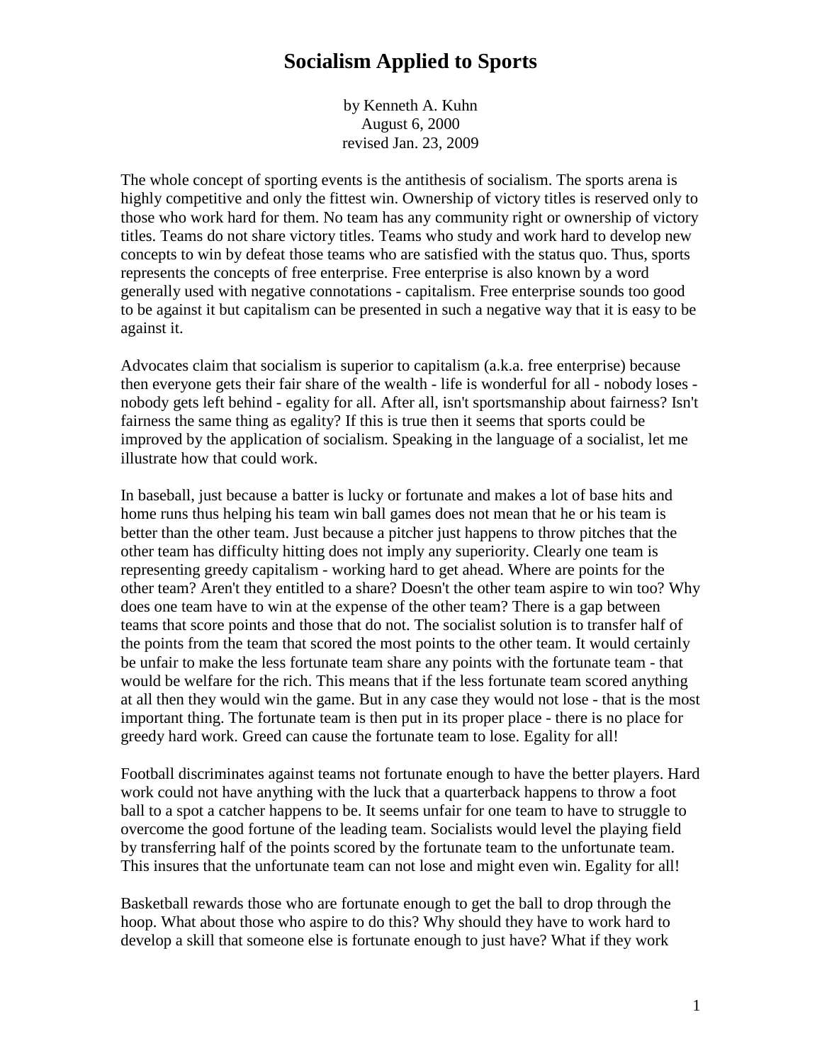# Socialism Applied to Sports

by Kenneth A. Kuhn
August 6, 2000
revised Jan. 23, 2009

The whole concept of sporting events is the antithesis of socialism. The sports arena is highly competitive and only the fittest win. Ownership of victory titles is reserved only to those who work hard for them. No team has any community right or ownership of victory titles. Teams do not share victory titles. Teams who study and work hard to develop new concepts to win by defeat those teams who are satisfied with the status quo. Thus, sports represents the concepts of free enterprise. Free enterprise is also known by a word generally used with negative connotations - capitalism. Free enterprise sounds too good to be against it but capitalism can be presented in such a negative way that it is easy to be against it.

Advocates claim that socialism is superior to capitalism (a.k.a. free enterprise) because then everyone gets their fair share of the wealth - life is wonderful for all - nobody loses - nobody gets left behind - egality for all. After all, isn't sportsmanship about fairness? Isn't fairness the same thing as egality? If this is true then it seems that sports could be improved by the application of socialism. Speaking in the language of a socialist, let me illustrate how that could work.

In baseball, just because a batter is lucky or fortunate and makes a lot of base hits and home runs thus helping his team win ball games does not mean that he or his team is better than the other team. Just because a pitcher just happens to throw pitches that the other team has difficulty hitting does not imply any superiority. Clearly one team is representing greedy capitalism - working hard to get ahead. Where are points for the other team? Aren't they entitled to a share? Doesn't the other team aspire to win too? Why does one team have to win at the expense of the other team? There is a gap between teams that score points and those that do not. The socialist solution is to transfer half of the points from the team that scored the most points to the other team. It would certainly be unfair to make the less fortunate team share any points with the fortunate team - that would be welfare for the rich. This means that if the less fortunate team scored anything at all then they would win the game. But in any case they would not lose - that is the most important thing. The fortunate team is then put in its proper place - there is no place for greedy hard work. Greed can cause the fortunate team to lose. Egality for all!

Football discriminates against teams not fortunate enough to have the better players. Hard work could not have anything with the luck that a quarterback happens to throw a foot ball to a spot a catcher happens to be. It seems unfair for one team to have to struggle to overcome the good fortune of the leading team. Socialists would level the playing field by transferring half of the points scored by the fortunate team to the unfortunate team. This insures that the unfortunate team can not lose and might even win. Egality for all!

Basketball rewards those who are fortunate enough to get the ball to drop through the hoop. What about those who aspire to do this? Why should they have to work hard to develop a skill that someone else is fortunate enough to just have? What if they work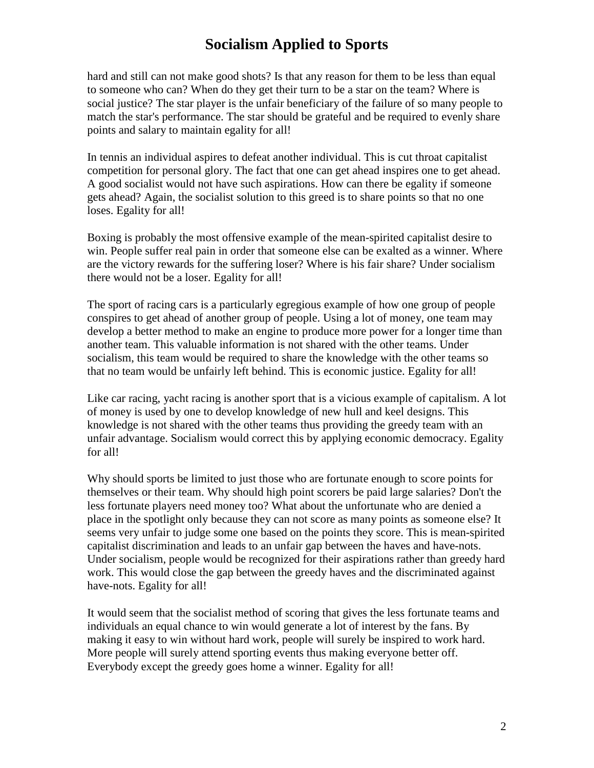hard and still can not make good shots? Is that any reason for them to be less than equal to someone who can? When do they get their turn to be a star on the team? Where is social justice? The star player is the unfair beneficiary of the failure of so many people to match the star's performance. The star should be grateful and be required to evenly share points and salary to maintain egality for all!

In tennis an individual aspires to defeat another individual. This is cut throat capitalist competition for personal glory. The fact that one can get ahead inspires one to get ahead. A good socialist would not have such aspirations. How can there be egality if someone gets ahead? Again, the socialist solution to this greed is to share points so that no one loses. Egality for all!

Boxing is probably the most offensive example of the mean-spirited capitalist desire to win. People suffer real pain in order that someone else can be exalted as a winner. Where are the victory rewards for the suffering loser? Where is his fair share? Under socialism there would not be a loser. Egality for all!

The sport of racing cars is a particularly egregious example of how one group of people conspires to get ahead of another group of people. Using a lot of money, one team may develop a better method to make an engine to produce more power for a longer time than another team. This valuable information is not shared with the other teams. Under socialism, this team would be required to share the knowledge with the other teams so that no team would be unfairly left behind. This is economic justice. Egality for all!

Like car racing, yacht racing is another sport that is a vicious example of capitalism. A lot of money is used by one to develop knowledge of new hull and keel designs. This knowledge is not shared with the other teams thus providing the greedy team with an unfair advantage. Socialism would correct this by applying economic democracy. Egality for all!

Why should sports be limited to just those who are fortunate enough to score points for themselves or their team. Why should high point scorers be paid large salaries? Don't the less fortunate players need money too? What about the unfortunate who are denied a place in the spotlight only because they can not score as many points as someone else? It seems very unfair to judge some one based on the points they score. This is mean-spirited capitalist discrimination and leads to an unfair gap between the haves and have-nots. Under socialism, people would be recognized for their aspirations rather than greedy hard work. This would close the gap between the greedy haves and the discriminated against have-nots. Egality for all!

It would seem that the socialist method of scoring that gives the less fortunate teams and individuals an equal chance to win would generate a lot of interest by the fans. By making it easy to win without hard work, people will surely be inspired to work hard. More people will surely attend sporting events thus making everyone better off. Everybody except the greedy goes home a winner. Egality for all!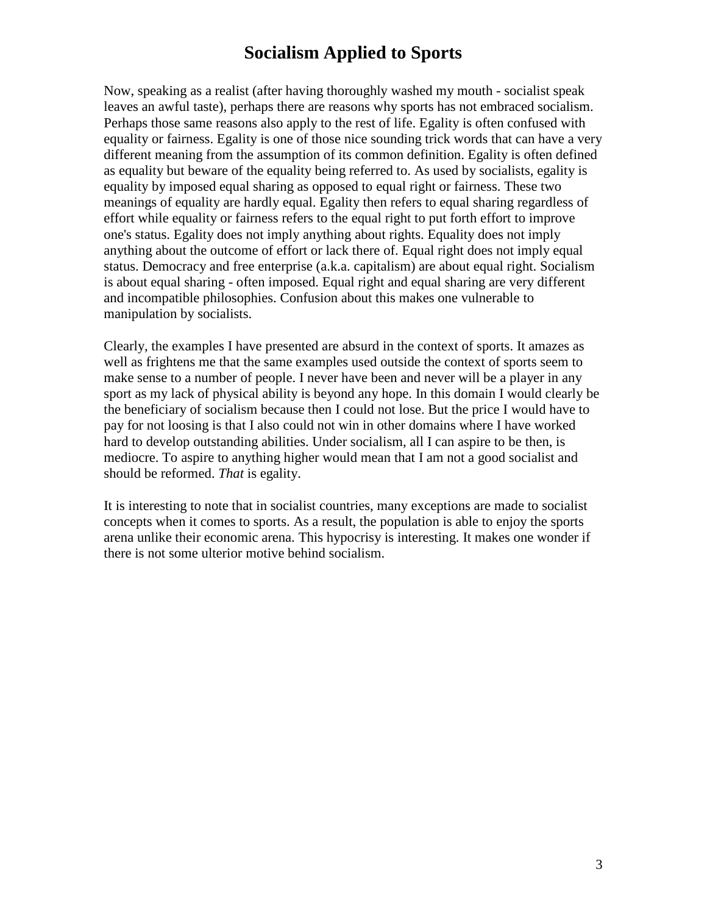# Socialism Applied to Sports

Now, speaking as a realist (after having thoroughly washed my mouth - socialist speak leaves an awful taste), perhaps there are reasons why sports has not embraced socialism. Perhaps those same reasons also apply to the rest of life. Egality is often confused with equality or fairness. Egality is one of those nice sounding trick words that can have a very different meaning from the assumption of its common definition. Egality is often defined as equality but beware of the equality being referred to. As used by socialists, egality is equality by imposed equal sharing as opposed to equal right or fairness. These two meanings of equality are hardly equal. Egality then refers to equal sharing regardless of effort while equality or fairness refers to the equal right to put forth effort to improve one's status. Egality does not imply anything about rights. Equality does not imply anything about the outcome of effort or lack there of. Equal right does not imply equal status. Democracy and free enterprise (a.k.a. capitalism) are about equal right. Socialism is about equal sharing - often imposed. Equal right and equal sharing are very different and incompatible philosophies. Confusion about this makes one vulnerable to manipulation by socialists.

Clearly, the examples I have presented are absurd in the context of sports. It amazes as well as frightens me that the same examples used outside the context of sports seem to make sense to a number of people. I never have been and never will be a player in any sport as my lack of physical ability is beyond any hope. In this domain I would clearly be the beneficiary of socialism because then I could not lose. But the price I would have to pay for not loosing is that I also could not win in other domains where I have worked hard to develop outstanding abilities. Under socialism, all I can aspire to be then, is mediocre. To aspire to anything higher would mean that I am not a good socialist and should be reformed. *That* is egality.

It is interesting to note that in socialist countries, many exceptions are made to socialist concepts when it comes to sports. As a result, the population is able to enjoy the sports arena unlike their economic arena. This hypocrisy is interesting. It makes one wonder if there is not some ulterior motive behind socialism.